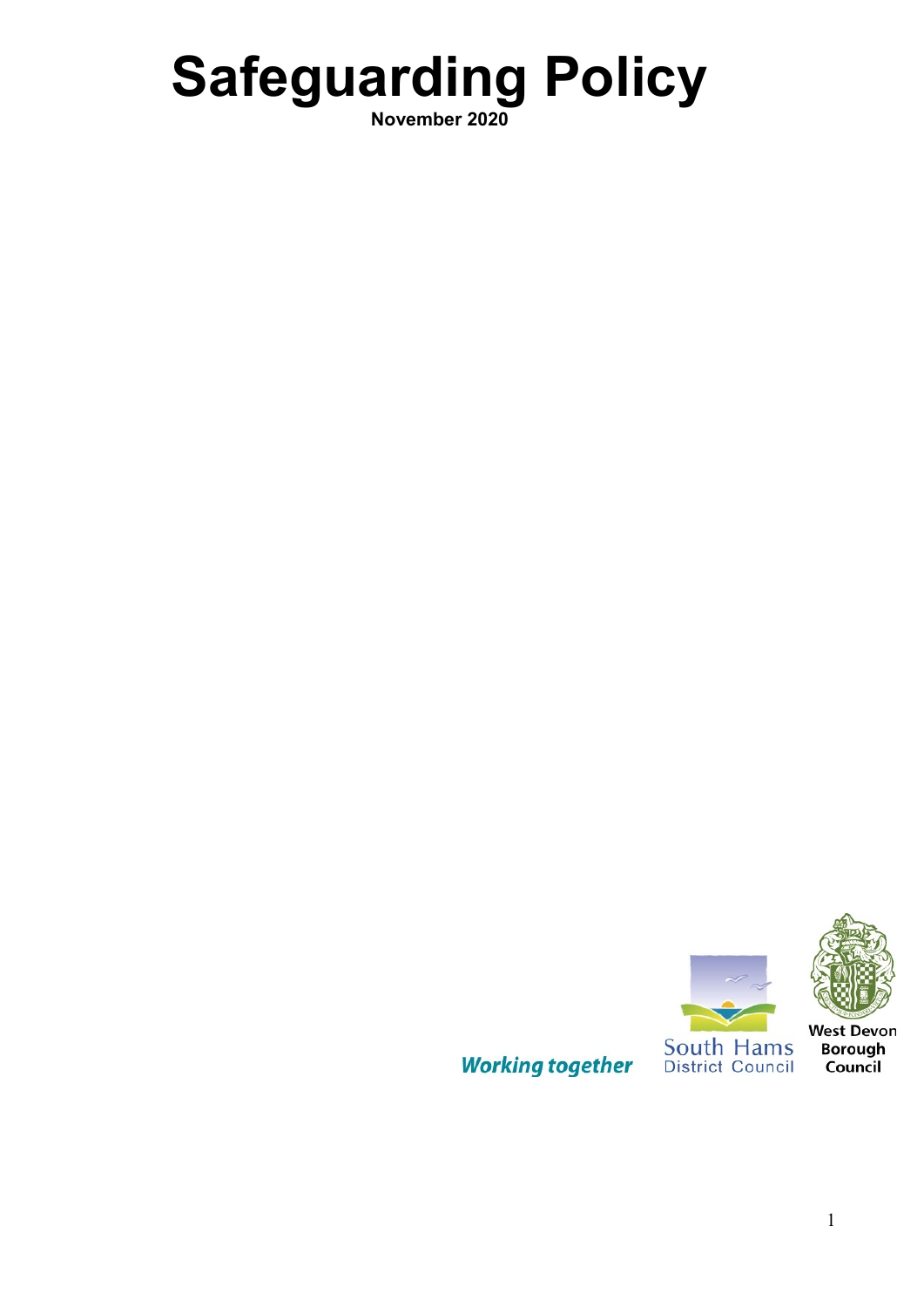# Safeguarding Policy

**November 2020**

*Working together*

South Hams District Council

West Devon Borough Council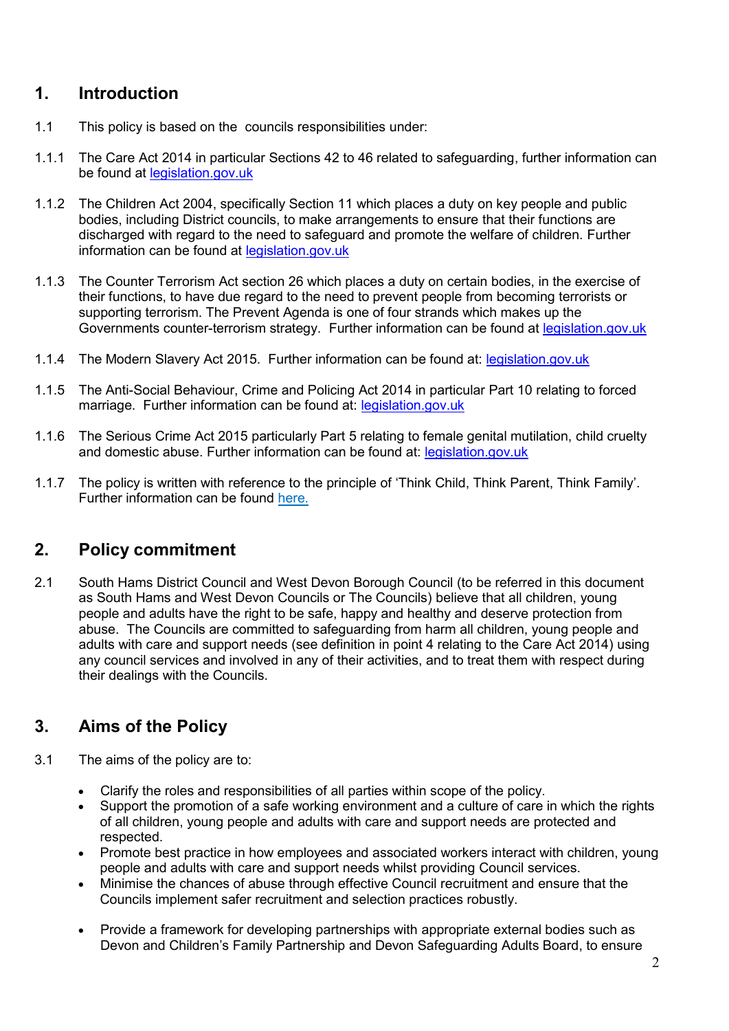## 1. Introduction

1.1 This policy is based on the councils responsibilities under:

1.1.1 The Care Act 2014 in particular Sections 42 to 46 related to safeguarding, further information can be found at [legislation.gov.uk]

1.1.2 The Children Act 2004, specifically Section 11 which places a duty on key people and public bodies, including District councils, to make arrangements to ensure that their functions are discharged with regard to the need to safeguard and promote the welfare of children. Further information can be found at [legislation.gov.uk]

1.1.3 The Counter Terrorism Act section 26 which places a duty on certain bodies, in the exercise of their functions, to have due regard to the need to prevent people from becoming terrorists or supporting terrorism. The Prevent Agenda is one of four strands which makes up the Governments counter-terrorism strategy. Further information can be found at [legislation.gov.uk]

1.1.4 The Modern Slavery Act 2015. Further information can be found at: [legislation.gov.uk]

1.1.5 The Anti-Social Behaviour, Crime and Policing Act 2014 in particular Part 10 relating to forced marriage. Further information can be found at: [legislation.gov.uk]

1.1.6 The Serious Crime Act 2015 particularly Part 5 relating to female genital mutilation, child cruelty and domestic abuse. Further information can be found at: [legislation.gov.uk]

1.1.7 The policy is written with reference to the principle of 'Think Child, Think Parent, Think Family'. Further information can be found [here.]

## 2. Policy commitment

2.1 South Hams District Council and West Devon Borough Council (to be referred in this document as South Hams and West Devon Councils or The Councils) believe that all children, young people and adults have the right to be safe, happy and healthy and deserve protection from abuse. The Councils are committed to safeguarding from harm all children, young people and adults with care and support needs (see definition in point 4 relating to the Care Act 2014) using any council services and involved in any of their activities, and to treat them with respect during their dealings with the Councils.

## 3. Aims of the Policy

3.1 The aims of the policy are to:

- Clarify the roles and responsibilities of all parties within scope of the policy.
- Support the promotion of a safe working environment and a culture of care in which the rights of all children, young people and adults with care and support needs are protected and respected.
- Promote best practice in how employees and associated workers interact with children, young people and adults with care and support needs whilst providing Council services.
- Minimise the chances of abuse through effective Council recruitment and ensure that the Councils implement safer recruitment and selection practices robustly.
- Provide a framework for developing partnerships with appropriate external bodies such as Devon and Children's Family Partnership and Devon Safeguarding Adults Board, to ensure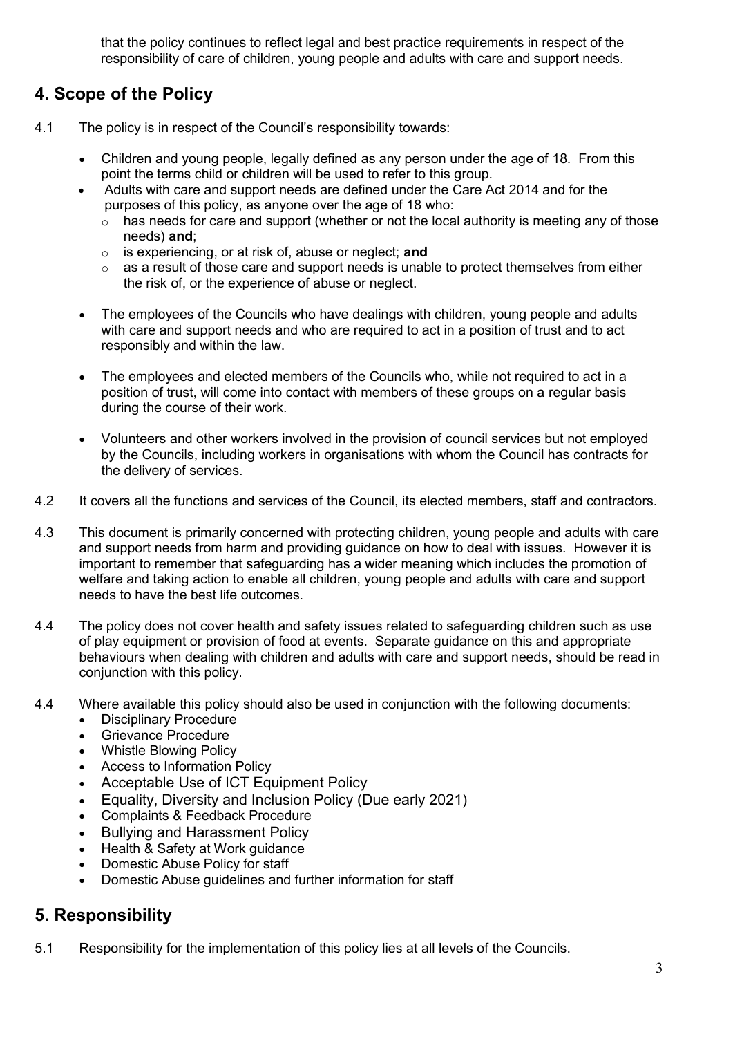that the policy continues to reflect legal and best practice requirements in respect of the responsibility of care of children, young people and adults with care and support needs.

## 4. Scope of the Policy

4.1 The policy is in respect of the Council's responsibility towards:

- Children and young people, legally defined as any person under the age of 18. From this point the terms child or children will be used to refer to this group.
- Adults with care and support needs are defined under the Care Act 2014 and for the purposes of this policy, as anyone over the age of 18 who:
  - has needs for care and support (whether or not the local authority is meeting any of those needs) **and**;
  - is experiencing, or at risk of, abuse or neglect; **and**
  - as a result of those care and support needs is unable to protect themselves from either the risk of, or the experience of abuse or neglect.
- The employees of the Councils who have dealings with children, young people and adults with care and support needs and who are required to act in a position of trust and to act responsibly and within the law.
- The employees and elected members of the Councils who, while not required to act in a position of trust, will come into contact with members of these groups on a regular basis during the course of their work.
- Volunteers and other workers involved in the provision of council services but not employed by the Councils, including workers in organisations with whom the Council has contracts for the delivery of services.

4.2 It covers all the functions and services of the Council, its elected members, staff and contractors.

4.3 This document is primarily concerned with protecting children, young people and adults with care and support needs from harm and providing guidance on how to deal with issues. However it is important to remember that safeguarding has a wider meaning which includes the promotion of welfare and taking action to enable all children, young people and adults with care and support needs to have the best life outcomes.

4.4 The policy does not cover health and safety issues related to safeguarding children such as use of play equipment or provision of food at events. Separate guidance on this and appropriate behaviours when dealing with children and adults with care and support needs, should be read in conjunction with this policy.

4.4 Where available this policy should also be used in conjunction with the following documents:

- Disciplinary Procedure
- Grievance Procedure
- Whistle Blowing Policy
- Access to Information Policy
- Acceptable Use of ICT Equipment Policy
- Equality, Diversity and Inclusion Policy (Due early 2021)
- Complaints & Feedback Procedure
- Bullying and Harassment Policy
- Health & Safety at Work guidance
- Domestic Abuse Policy for staff
- Domestic Abuse guidelines and further information for staff

## 5. Responsibility

5.1 Responsibility for the implementation of this policy lies at all levels of the Councils.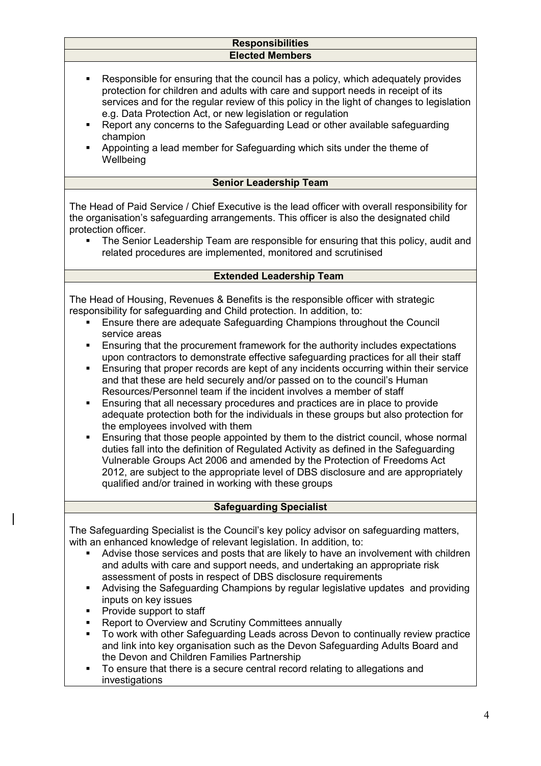## Responsibilities

### Elected Members

- Responsible for ensuring that the council has a policy, which adequately provides protection for children and adults with care and support needs in receipt of its services and for the regular review of this policy in the light of changes to legislation e.g. Data Protection Act, or new legislation or regulation
- Report any concerns to the Safeguarding Lead or other available safeguarding champion
- Appointing a lead member for Safeguarding which sits under the theme of Wellbeing

### Senior Leadership Team

The Head of Paid Service / Chief Executive is the lead officer with overall responsibility for the organisation's safeguarding arrangements. This officer is also the designated child protection officer.

- The Senior Leadership Team are responsible for ensuring that this policy, audit and related procedures are implemented, monitored and scrutinised

### Extended Leadership Team

The Head of Housing, Revenues & Benefits is the responsible officer with strategic responsibility for safeguarding and Child protection. In addition, to:

- Ensure there are adequate Safeguarding Champions throughout the Council service areas
- Ensuring that the procurement framework for the authority includes expectations upon contractors to demonstrate effective safeguarding practices for all their staff
- Ensuring that proper records are kept of any incidents occurring within their service and that these are held securely and/or passed on to the council's Human Resources/Personnel team if the incident involves a member of staff
- Ensuring that all necessary procedures and practices are in place to provide adequate protection both for the individuals in these groups but also protection for the employees involved with them
- Ensuring that those people appointed by them to the district council, whose normal duties fall into the definition of Regulated Activity as defined in the Safeguarding Vulnerable Groups Act 2006 and amended by the Protection of Freedoms Act 2012, are subject to the appropriate level of DBS disclosure and are appropriately qualified and/or trained in working with these groups

### Safeguarding Specialist

The Safeguarding Specialist is the Council's key policy advisor on safeguarding matters, with an enhanced knowledge of relevant legislation. In addition, to:

- Advise those services and posts that are likely to have an involvement with children and adults with care and support needs, and undertaking an appropriate risk assessment of posts in respect of DBS disclosure requirements
- Advising the Safeguarding Champions by regular legislative updates and providing inputs on key issues
- Provide support to staff
- Report to Overview and Scrutiny Committees annually
- To work with other Safeguarding Leads across Devon to continually review practice and link into key organisation such as the Devon Safeguarding Adults Board and the Devon and Children Families Partnership
- To ensure that there is a secure central record relating to allegations and investigations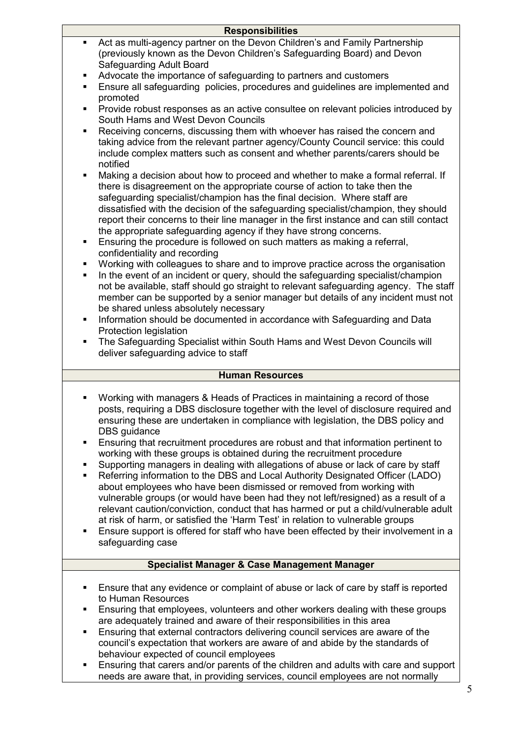## Responsibilities

- Act as multi-agency partner on the Devon Children's and Family Partnership (previously known as the Devon Children's Safeguarding Board) and Devon Safeguarding Adult Board
- Advocate the importance of safeguarding to partners and customers
- Ensure all safeguarding policies, procedures and guidelines are implemented and promoted
- Provide robust responses as an active consultee on relevant policies introduced by South Hams and West Devon Councils
- Receiving concerns, discussing them with whoever has raised the concern and taking advice from the relevant partner agency/County Council service: this could include complex matters such as consent and whether parents/carers should be notified
- Making a decision about how to proceed and whether to make a formal referral. If there is disagreement on the appropriate course of action to take then the safeguarding specialist/champion has the final decision. Where staff are dissatisfied with the decision of the safeguarding specialist/champion, they should report their concerns to their line manager in the first instance and can still contact the appropriate safeguarding agency if they have strong concerns.
- Ensuring the procedure is followed on such matters as making a referral, confidentiality and recording
- Working with colleagues to share and to improve practice across the organisation
- In the event of an incident or query, should the safeguarding specialist/champion not be available, staff should go straight to relevant safeguarding agency. The staff member can be supported by a senior manager but details of any incident must not be shared unless absolutely necessary
- Information should be documented in accordance with Safeguarding and Data Protection legislation
- The Safeguarding Specialist within South Hams and West Devon Councils will deliver safeguarding advice to staff

## Human Resources

- Working with managers & Heads of Practices in maintaining a record of those posts, requiring a DBS disclosure together with the level of disclosure required and ensuring these are undertaken in compliance with legislation, the DBS policy and DBS guidance
- Ensuring that recruitment procedures are robust and that information pertinent to working with these groups is obtained during the recruitment procedure
- Supporting managers in dealing with allegations of abuse or lack of care by staff
- Referring information to the DBS and Local Authority Designated Officer (LADO) about employees who have been dismissed or removed from working with vulnerable groups (or would have been had they not left/resigned) as a result of a relevant caution/conviction, conduct that has harmed or put a child/vulnerable adult at risk of harm, or satisfied the 'Harm Test' in relation to vulnerable groups
- Ensure support is offered for staff who have been effected by their involvement in a safeguarding case

## Specialist Manager & Case Management Manager

- Ensure that any evidence or complaint of abuse or lack of care by staff is reported to Human Resources
- Ensuring that employees, volunteers and other workers dealing with these groups are adequately trained and aware of their responsibilities in this area
- Ensuring that external contractors delivering council services are aware of the council's expectation that workers are aware of and abide by the standards of behaviour expected of council employees
- Ensuring that carers and/or parents of the children and adults with care and support needs are aware that, in providing services, council employees are not normally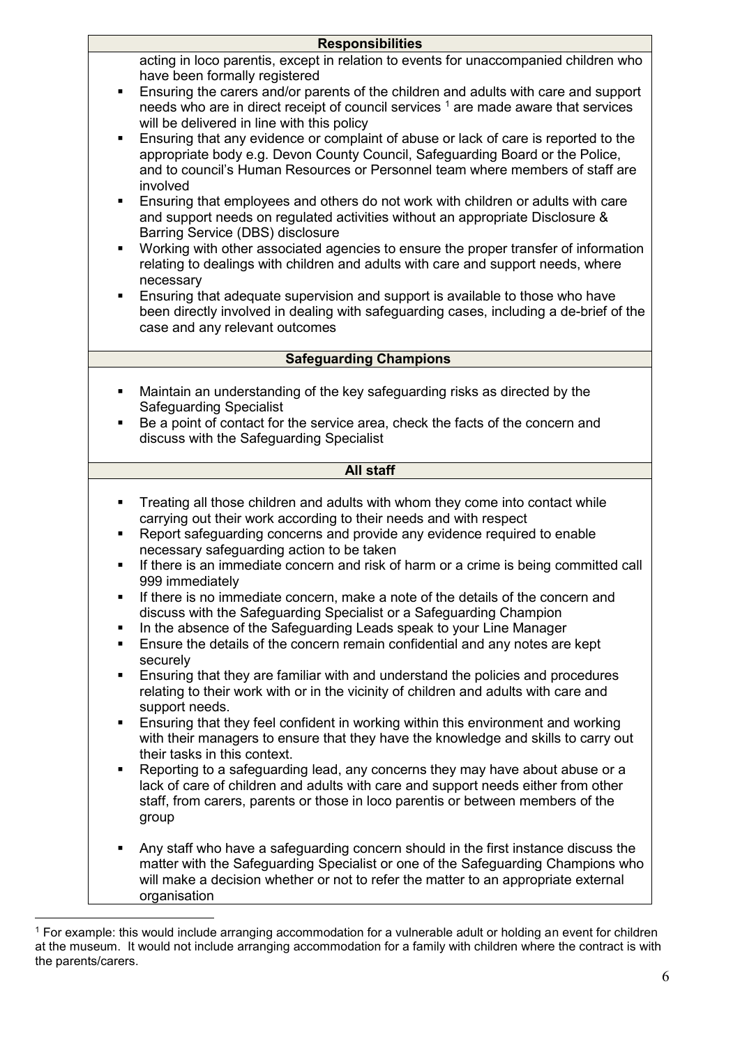| Responsibilities |
|---|
| acting in loco parentis, except in relation to events for unaccompanied children who have been formally registered<br>▪ Ensuring the carers and/or parents of the children and adults with care and support needs who are in direct receipt of council services [1] are made aware that services will be delivered in line with this policy<br>▪ Ensuring that any evidence or complaint of abuse or lack of care is reported to the appropriate body e.g. Devon County Council, Safeguarding Board or the Police, and to council's Human Resources or Personnel team where members of staff are involved<br>▪ Ensuring that employees and others do not work with children or adults with care and support needs on regulated activities without an appropriate Disclosure & Barring Service (DBS) disclosure<br>▪ Working with other associated agencies to ensure the proper transfer of information relating to dealings with children and adults with care and support needs, where necessary<br>▪ Ensuring that adequate supervision and support is available to those who have been directly involved in dealing with safeguarding cases, including a de-brief of the case and any relevant outcomes |
| **Safeguarding Champions** |
| ▪ Maintain an understanding of the key safeguarding risks as directed by the Safeguarding Specialist<br>▪ Be a point of contact for the service area, check the facts of the concern and discuss with the Safeguarding Specialist |
| **All staff** |
| ▪ Treating all those children and adults with whom they come into contact while carrying out their work according to their needs and with respect<br>▪ Report safeguarding concerns and provide any evidence required to enable necessary safeguarding action to be taken<br>▪ If there is an immediate concern and risk of harm or a crime is being committed call 999 immediately<br>▪ If there is no immediate concern, make a note of the details of the concern and discuss with the Safeguarding Specialist or a Safeguarding Champion<br>▪ In the absence of the Safeguarding Leads speak to your Line Manager<br>▪ Ensure the details of the concern remain confidential and any notes are kept securely<br>▪ Ensuring that they are familiar with and understand the policies and procedures relating to their work with or in the vicinity of children and adults with care and support needs.<br>▪ Ensuring that they feel confident in working within this environment and working with their managers to ensure that they have the knowledge and skills to carry out their tasks in this context.<br>▪ Reporting to a safeguarding lead, any concerns they may have about abuse or a lack of care of children and adults with care and support needs either from other staff, from carers, parents or those in loco parentis or between members of the group<br>▪ Any staff who have a safeguarding concern should in the first instance discuss the matter with the Safeguarding Specialist or one of the Safeguarding Champions who will make a decision whether or not to refer the matter to an appropriate external organisation |

[1] For example: this would include arranging accommodation for a vulnerable adult or holding an event for children at the museum. It would not include arranging accommodation for a family with children where the contract is with the parents/carers.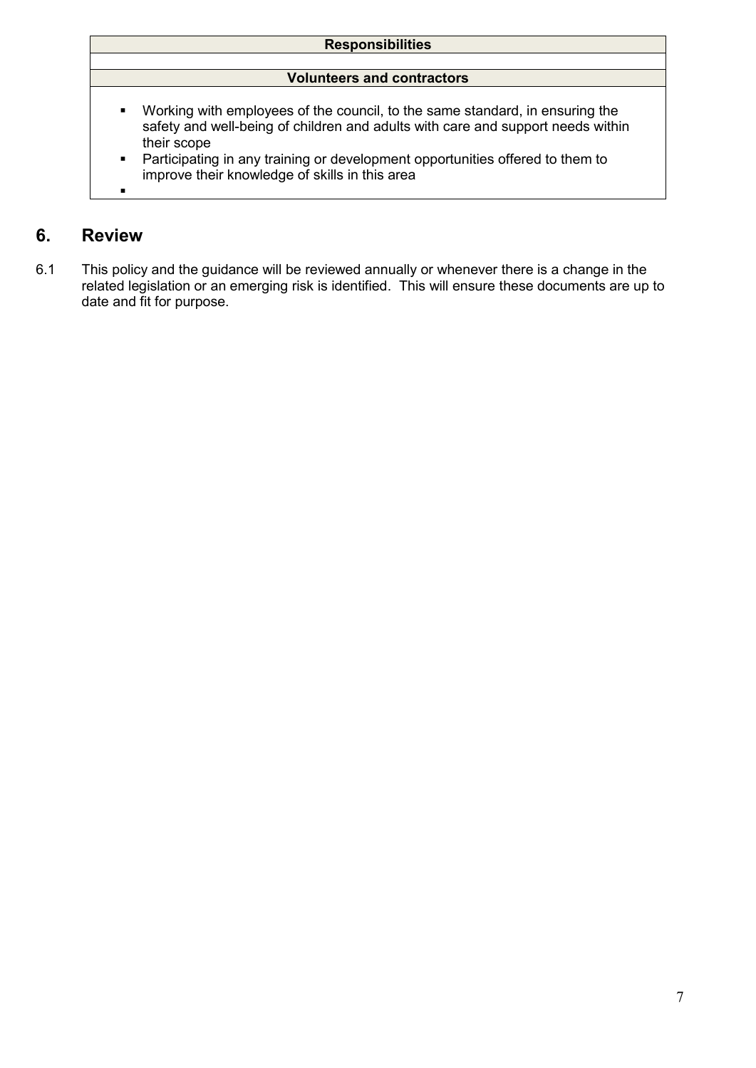| Responsibilities |
| --- |
| |
| **Volunteers and contractors** |
| ▪ Working with employees of the council, to the same standard, in ensuring the safety and well-being of children and adults with care and support needs within their scope<br>▪ Participating in any training or development opportunities offered to them to improve their knowledge of skills in this area<br>▪ |

## 6. Review

6.1 This policy and the guidance will be reviewed annually or whenever there is a change in the related legislation or an emerging risk is identified. This will ensure these documents are up to date and fit for purpose.